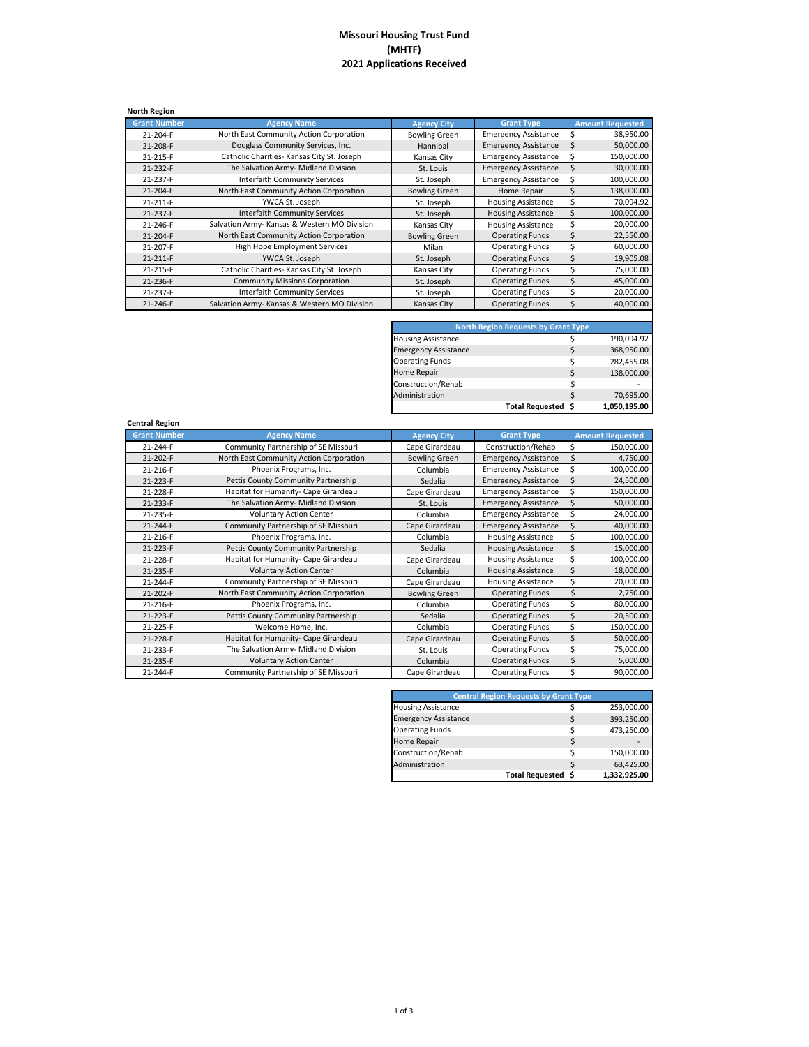# Missouri Housing Trust Fund
# (MHTF)
# 2021 Applications Received

**North Region**

| Grant Number | Agency Name | Agency City | Grant Type | Amount Requested |
|---|---|---|---|---|
| 21-204-F | North East Community Action Corporation | Bowling Green | Emergency Assistance | $ 38,950.00 |
| 21-208-F | Douglass Community Services, Inc. | Hannibal | Emergency Assistance | $ 50,000.00 |
| 21-215-F | Catholic Charities- Kansas City St. Joseph | Kansas City | Emergency Assistance | $ 150,000.00 |
| 21-232-F | The Salvation Army- Midland Division | St. Louis | Emergency Assistance | $ 30,000.00 |
| 21-237-F | Interfaith Community Services | St. Joseph | Emergency Assistance | $ 100,000.00 |
| 21-204-F | North East Community Action Corporation | Bowling Green | Home Repair | $ 138,000.00 |
| 21-211-F | YWCA St. Joseph | St. Joseph | Housing Assistance | $ 70,094.92 |
| 21-237-F | Interfaith Community Services | St. Joseph | Housing Assistance | $ 100,000.00 |
| 21-246-F | Salvation Army- Kansas & Western MO Division | Kansas City | Housing Assistance | $ 20,000.00 |
| 21-204-F | North East Community Action Corporation | Bowling Green | Operating Funds | $ 22,550.00 |
| 21-207-F | High Hope Employment Services | Milan | Operating Funds | $ 60,000.00 |
| 21-211-F | YWCA St. Joseph | St. Joseph | Operating Funds | $ 19,905.08 |
| 21-215-F | Catholic Charities- Kansas City St. Joseph | Kansas City | Operating Funds | $ 75,000.00 |
| 21-236-F | Community Missions Corporation | St. Joseph | Operating Funds | $ 45,000.00 |
| 21-237-F | Interfaith Community Services | St. Joseph | Operating Funds | $ 20,000.00 |
| 21-246-F | Salvation Army- Kansas & Western MO Division | Kansas City | Operating Funds | $ 40,000.00 |

| North Region Requests by Grant Type | |
|---|---|
| Housing Assistance | $ 190,094.92 |
| Emergency Assistance | $ 368,950.00 |
| Operating Funds | $ 282,455.08 |
| Home Repair | $ 138,000.00 |
| Construction/Rehab | $ - |
| Administration | $ 70,695.00 |
| **Total Requested** | **$ 1,050,195.00** |

**Central Region**

| Grant Number | Agency Name | Agency City | Grant Type | Amount Requested |
|---|---|---|---|---|
| 21-244-F | Community Partnership of SE Missouri | Cape Girardeau | Construction/Rehab | $ 150,000.00 |
| 21-202-F | North East Community Action Corporation | Bowling Green | Emergency Assistance | $ 4,750.00 |
| 21-216-F | Phoenix Programs, Inc. | Columbia | Emergency Assistance | $ 100,000.00 |
| 21-223-F | Pettis County Community Partnership | Sedalia | Emergency Assistance | $ 24,500.00 |
| 21-228-F | Habitat for Humanity- Cape Girardeau | Cape Girardeau | Emergency Assistance | $ 150,000.00 |
| 21-233-F | The Salvation Army- Midland Division | St. Louis | Emergency Assistance | $ 50,000.00 |
| 21-235-F | Voluntary Action Center | Columbia | Emergency Assistance | $ 24,000.00 |
| 21-244-F | Community Partnership of SE Missouri | Cape Girardeau | Emergency Assistance | $ 40,000.00 |
| 21-216-F | Phoenix Programs, Inc. | Columbia | Housing Assistance | $ 100,000.00 |
| 21-223-F | Pettis County Community Partnership | Sedalia | Housing Assistance | $ 15,000.00 |
| 21-228-F | Habitat for Humanity- Cape Girardeau | Cape Girardeau | Housing Assistance | $ 100,000.00 |
| 21-235-F | Voluntary Action Center | Columbia | Housing Assistance | $ 18,000.00 |
| 21-244-F | Community Partnership of SE Missouri | Cape Girardeau | Housing Assistance | $ 20,000.00 |
| 21-202-F | North East Community Action Corporation | Bowling Green | Operating Funds | $ 2,750.00 |
| 21-216-F | Phoenix Programs, Inc. | Columbia | Operating Funds | $ 80,000.00 |
| 21-223-F | Pettis County Community Partnership | Sedalia | Operating Funds | $ 20,500.00 |
| 21-225-F | Welcome Home, Inc. | Columbia | Operating Funds | $ 150,000.00 |
| 21-228-F | Habitat for Humanity- Cape Girardeau | Cape Girardeau | Operating Funds | $ 50,000.00 |
| 21-233-F | The Salvation Army- Midland Division | St. Louis | Operating Funds | $ 75,000.00 |
| 21-235-F | Voluntary Action Center | Columbia | Operating Funds | $ 5,000.00 |
| 21-244-F | Community Partnership of SE Missouri | Cape Girardeau | Operating Funds | $ 90,000.00 |

| Central Region Requests by Grant Type | |
|---|---|
| Housing Assistance | $ 253,000.00 |
| Emergency Assistance | $ 393,250.00 |
| Operating Funds | $ 473,250.00 |
| Home Repair | $ - |
| Construction/Rehab | $ 150,000.00 |
| Administration | $ 63,425.00 |
| **Total Requested** | **$ 1,332,925.00** |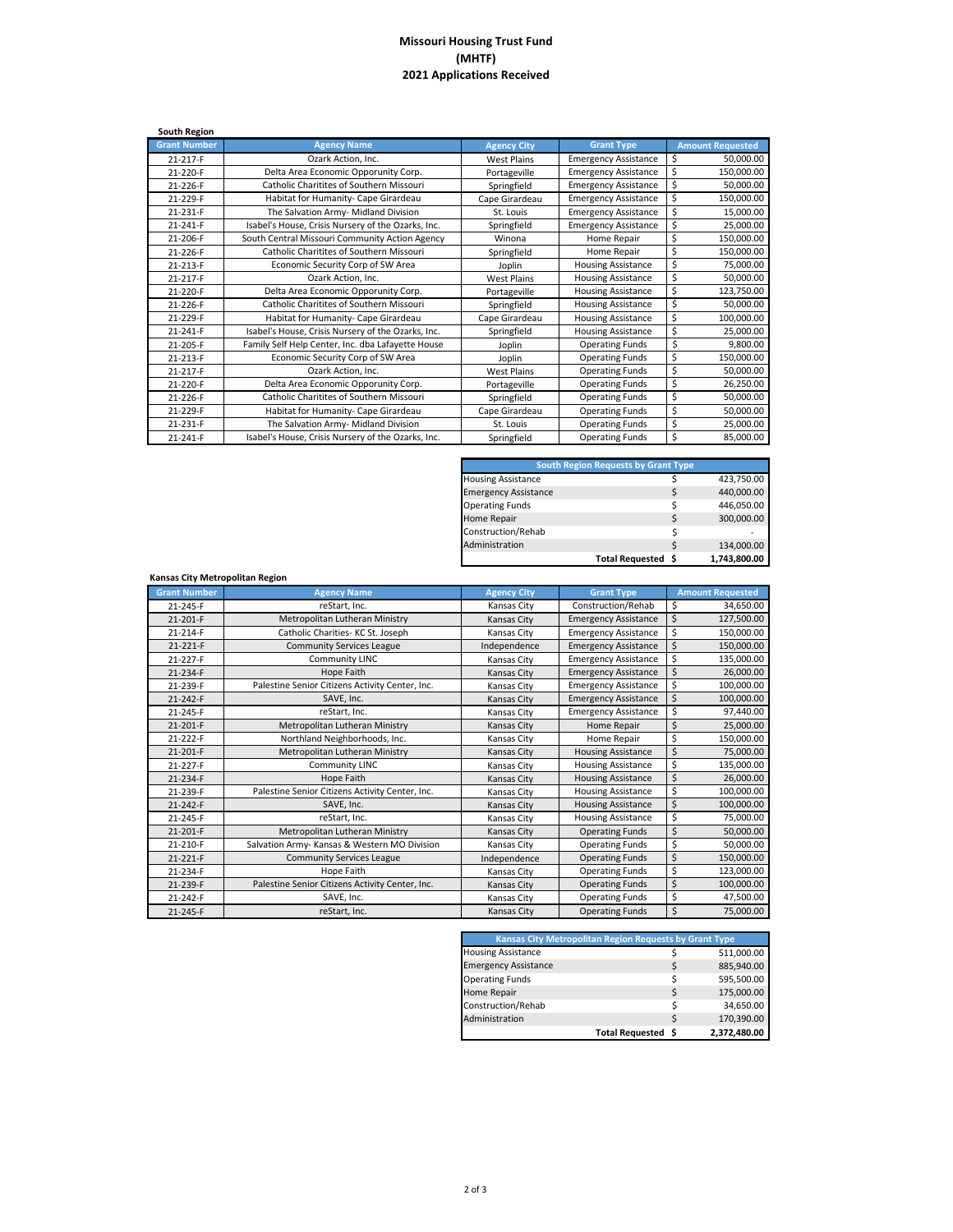# Missouri Housing Trust Fund
# (MHTF)
# 2021 Applications Received

**South Region**

| Grant Number | Agency Name | Agency City | Grant Type | Amount Requested |
|---|---|---|---|---|
| 21-217-F | Ozark Action, Inc. | West Plains | Emergency Assistance | $ 50,000.00 |
| 21-220-F | Delta Area Economic Opporunity Corp. | Portageville | Emergency Assistance | $ 150,000.00 |
| 21-226-F | Catholic Charitites of Southern Missouri | Springfield | Emergency Assistance | $ 50,000.00 |
| 21-229-F | Habitat for Humanity- Cape Girardeau | Cape Girardeau | Emergency Assistance | $ 150,000.00 |
| 21-231-F | The Salvation Army- Midland Division | St. Louis | Emergency Assistance | $ 15,000.00 |
| 21-241-F | Isabel's House, Crisis Nursery of the Ozarks, Inc. | Springfield | Emergency Assistance | $ 25,000.00 |
| 21-206-F | South Central Missouri Community Action Agency | Winona | Home Repair | $ 150,000.00 |
| 21-226-F | Catholic Charitites of Southern Missouri | Springfield | Home Repair | $ 150,000.00 |
| 21-213-F | Economic Security Corp of SW Area | Joplin | Housing Assistance | $ 75,000.00 |
| 21-217-F | Ozark Action, Inc. | West Plains | Housing Assistance | $ 50,000.00 |
| 21-220-F | Delta Area Economic Opporunity Corp. | Portageville | Housing Assistance | $ 123,750.00 |
| 21-226-F | Catholic Charitites of Southern Missouri | Springfield | Housing Assistance | $ 50,000.00 |
| 21-229-F | Habitat for Humanity- Cape Girardeau | Cape Girardeau | Housing Assistance | $ 100,000.00 |
| 21-241-F | Isabel's House, Crisis Nursery of the Ozarks, Inc. | Springfield | Housing Assistance | $ 25,000.00 |
| 21-205-F | Family Self Help Center, Inc. dba Lafayette House | Joplin | Operating Funds | $ 9,800.00 |
| 21-213-F | Economic Security Corp of SW Area | Joplin | Operating Funds | $ 150,000.00 |
| 21-217-F | Ozark Action, Inc. | West Plains | Operating Funds | $ 50,000.00 |
| 21-220-F | Delta Area Economic Opporunity Corp. | Portageville | Operating Funds | $ 26,250.00 |
| 21-226-F | Catholic Charitites of Southern Missouri | Springfield | Operating Funds | $ 50,000.00 |
| 21-229-F | Habitat for Humanity- Cape Girardeau | Cape Girardeau | Operating Funds | $ 50,000.00 |
| 21-231-F | The Salvation Army- Midland Division | St. Louis | Operating Funds | $ 25,000.00 |
| 21-241-F | Isabel's House, Crisis Nursery of the Ozarks, Inc. | Springfield | Operating Funds | $ 85,000.00 |

| South Region Requests by Grant Type | |
|---|---|
| Housing Assistance | $ 423,750.00 |
| Emergency Assistance | $ 440,000.00 |
| Operating Funds | $ 446,050.00 |
| Home Repair | $ 300,000.00 |
| Construction/Rehab | $ - |
| Administration | $ 134,000.00 |
| **Total Requested** | **$ 1,743,800.00** |

**Kansas City Metropolitan Region**

| Grant Number | Agency Name | Agency City | Grant Type | Amount Requested |
|---|---|---|---|---|
| 21-245-F | reStart, Inc. | Kansas City | Construction/Rehab | $ 34,650.00 |
| 21-201-F | Metropolitan Lutheran Ministry | Kansas City | Emergency Assistance | $ 127,500.00 |
| 21-214-F | Catholic Charities- KC St. Joseph | Kansas City | Emergency Assistance | $ 150,000.00 |
| 21-221-F | Community Services League | Independence | Emergency Assistance | $ 150,000.00 |
| 21-227-F | Community LINC | Kansas City | Emergency Assistance | $ 135,000.00 |
| 21-234-F | Hope Faith | Kansas City | Emergency Assistance | $ 26,000.00 |
| 21-239-F | Palestine Senior Citizens Activity Center, Inc. | Kansas City | Emergency Assistance | $ 100,000.00 |
| 21-242-F | SAVE, Inc. | Kansas City | Emergency Assistance | $ 100,000.00 |
| 21-245-F | reStart, Inc. | Kansas City | Emergency Assistance | $ 97,440.00 |
| 21-201-F | Metropolitan Lutheran Ministry | Kansas City | Home Repair | $ 25,000.00 |
| 21-222-F | Northland Neighborhoods, Inc. | Kansas City | Home Repair | $ 150,000.00 |
| 21-201-F | Metropolitan Lutheran Ministry | Kansas City | Housing Assistance | $ 75,000.00 |
| 21-227-F | Community LINC | Kansas City | Housing Assistance | $ 135,000.00 |
| 21-234-F | Hope Faith | Kansas City | Housing Assistance | $ 26,000.00 |
| 21-239-F | Palestine Senior Citizens Activity Center, Inc. | Kansas City | Housing Assistance | $ 100,000.00 |
| 21-242-F | SAVE, Inc. | Kansas City | Housing Assistance | $ 100,000.00 |
| 21-245-F | reStart, Inc. | Kansas City | Housing Assistance | $ 75,000.00 |
| 21-201-F | Metropolitan Lutheran Ministry | Kansas City | Operating Funds | $ 50,000.00 |
| 21-210-F | Salvation Army- Kansas & Western MO Division | Kansas City | Operating Funds | $ 50,000.00 |
| 21-221-F | Community Services League | Independence | Operating Funds | $ 150,000.00 |
| 21-234-F | Hope Faith | Kansas City | Operating Funds | $ 123,000.00 |
| 21-239-F | Palestine Senior Citizens Activity Center, Inc. | Kansas City | Operating Funds | $ 100,000.00 |
| 21-242-F | SAVE, Inc. | Kansas City | Operating Funds | $ 47,500.00 |
| 21-245-F | reStart, Inc. | Kansas City | Operating Funds | $ 75,000.00 |

| Kansas City Metropolitan Region Requests by Grant Type | |
|---|---|
| Housing Assistance | $ 511,000.00 |
| Emergency Assistance | $ 885,940.00 |
| Operating Funds | $ 595,500.00 |
| Home Repair | $ 175,000.00 |
| Construction/Rehab | $ 34,650.00 |
| Administration | $ 170,390.00 |
| **Total Requested** | **$ 2,372,480.00** |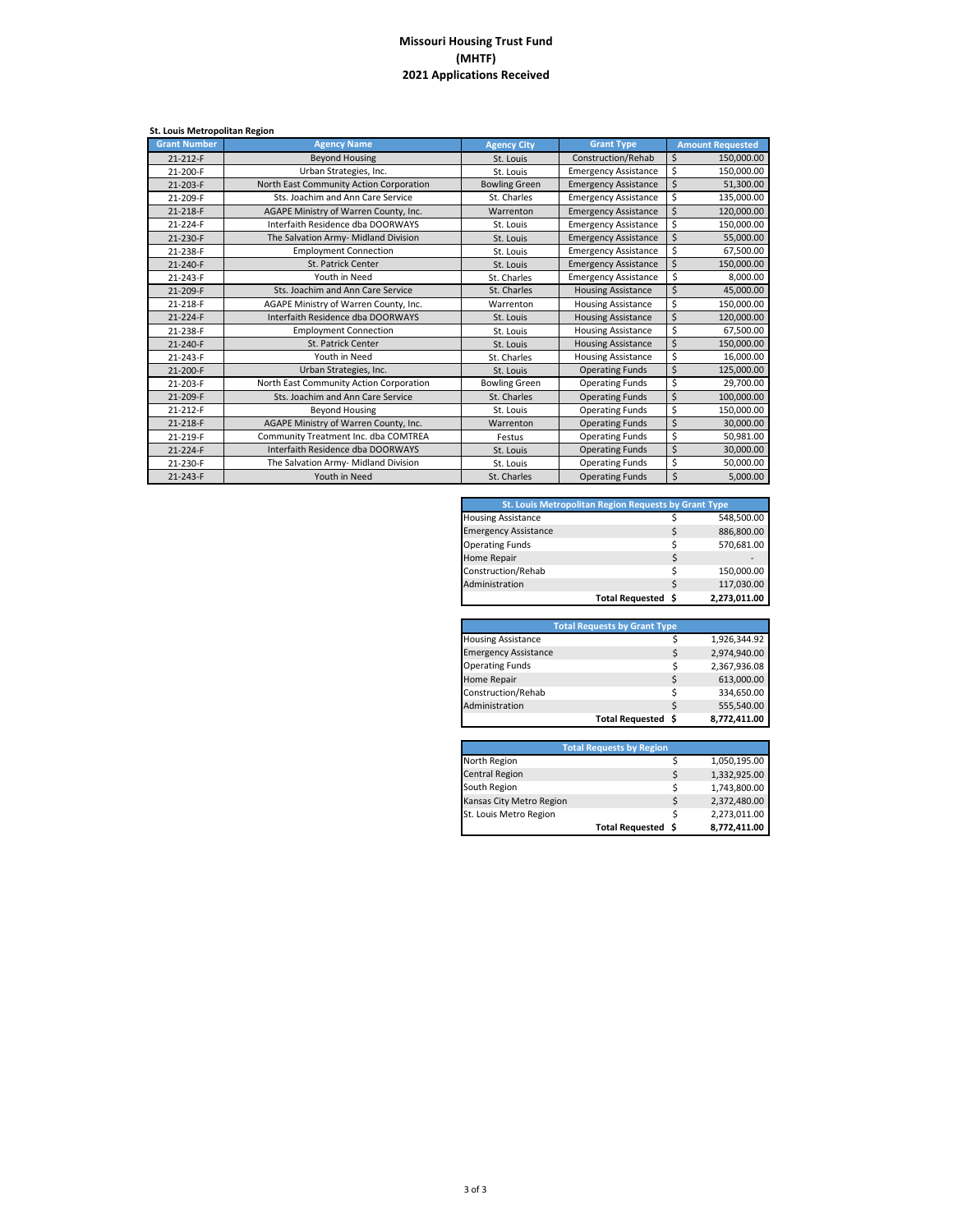# Missouri Housing Trust Fund
# (MHTF)
# 2021 Applications Received

**St. Louis Metropolitan Region**

| Grant Number | Agency Name | Agency City | Grant Type | Amount Requested |
|---|---|---|---|---|
| 21-212-F | Beyond Housing | St. Louis | Construction/Rehab | $ 150,000.00 |
| 21-200-F | Urban Strategies, Inc. | St. Louis | Emergency Assistance | $ 150,000.00 |
| 21-203-F | North East Community Action Corporation | Bowling Green | Emergency Assistance | $ 51,300.00 |
| 21-209-F | Sts. Joachim and Ann Care Service | St. Charles | Emergency Assistance | $ 135,000.00 |
| 21-218-F | AGAPE Ministry of Warren County, Inc. | Warrenton | Emergency Assistance | $ 120,000.00 |
| 21-224-F | Interfaith Residence dba DOORWAYS | St. Louis | Emergency Assistance | $ 150,000.00 |
| 21-230-F | The Salvation Army- Midland Division | St. Louis | Emergency Assistance | $ 55,000.00 |
| 21-238-F | Employment Connection | St. Louis | Emergency Assistance | $ 67,500.00 |
| 21-240-F | St. Patrick Center | St. Louis | Emergency Assistance | $ 150,000.00 |
| 21-243-F | Youth in Need | St. Charles | Emergency Assistance | $ 8,000.00 |
| 21-209-F | Sts. Joachim and Ann Care Service | St. Charles | Housing Assistance | $ 45,000.00 |
| 21-218-F | AGAPE Ministry of Warren County, Inc. | Warrenton | Housing Assistance | $ 150,000.00 |
| 21-224-F | Interfaith Residence dba DOORWAYS | St. Louis | Housing Assistance | $ 120,000.00 |
| 21-238-F | Employment Connection | St. Louis | Housing Assistance | $ 67,500.00 |
| 21-240-F | St. Patrick Center | St. Louis | Housing Assistance | $ 150,000.00 |
| 21-243-F | Youth in Need | St. Charles | Housing Assistance | $ 16,000.00 |
| 21-200-F | Urban Strategies, Inc. | St. Louis | Operating Funds | $ 125,000.00 |
| 21-203-F | North East Community Action Corporation | Bowling Green | Operating Funds | $ 29,700.00 |
| 21-209-F | Sts. Joachim and Ann Care Service | St. Charles | Operating Funds | $ 100,000.00 |
| 21-212-F | Beyond Housing | St. Louis | Operating Funds | $ 150,000.00 |
| 21-218-F | AGAPE Ministry of Warren County, Inc. | Warrenton | Operating Funds | $ 30,000.00 |
| 21-219-F | Community Treatment Inc. dba COMTREA | Festus | Operating Funds | $ 50,981.00 |
| 21-224-F | Interfaith Residence dba DOORWAYS | St. Louis | Operating Funds | $ 30,000.00 |
| 21-230-F | The Salvation Army- Midland Division | St. Louis | Operating Funds | $ 50,000.00 |
| 21-243-F | Youth in Need | St. Charles | Operating Funds | $ 5,000.00 |

| St. Louis Metropolitan Region Requests by Grant Type | |
|---|---|
| Housing Assistance | $ 548,500.00 |
| Emergency Assistance | $ 886,800.00 |
| Operating Funds | $ 570,681.00 |
| Home Repair | $ - |
| Construction/Rehab | $ 150,000.00 |
| Administration | $ 117,030.00 |
| **Total Requested** | **$ 2,273,011.00** |

| Total Requests by Grant Type | |
|---|---|
| Housing Assistance | $ 1,926,344.92 |
| Emergency Assistance | $ 2,974,940.00 |
| Operating Funds | $ 2,367,936.08 |
| Home Repair | $ 613,000.00 |
| Construction/Rehab | $ 334,650.00 |
| Administration | $ 555,540.00 |
| **Total Requested** | **$ 8,772,411.00** |

| Total Requests by Region | |
|---|---|
| North Region | $ 1,050,195.00 |
| Central Region | $ 1,332,925.00 |
| South Region | $ 1,743,800.00 |
| Kansas City Metro Region | $ 2,372,480.00 |
| St. Louis Metro Region | $ 2,273,011.00 |
| **Total Requested** | **$ 8,772,411.00** |